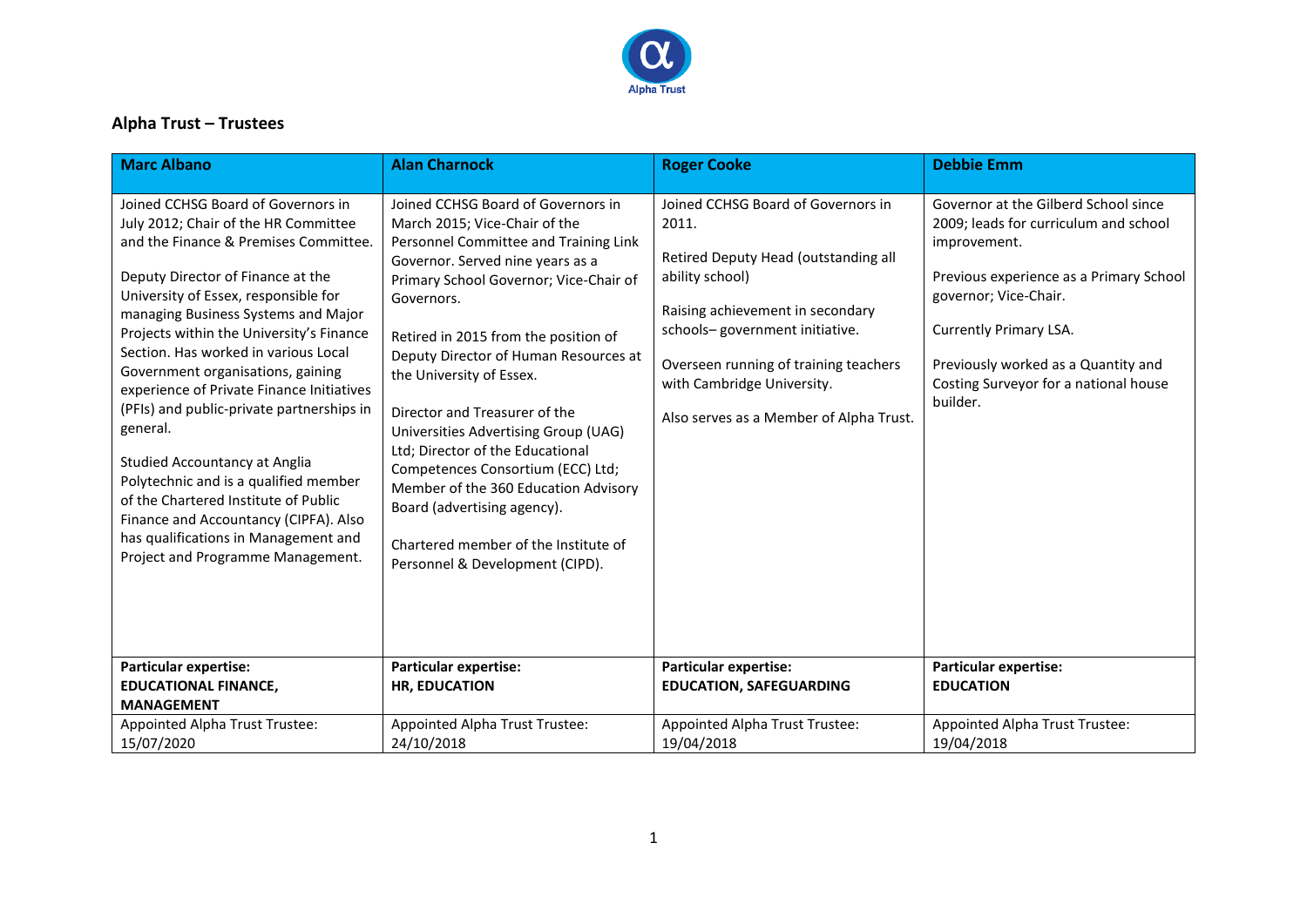## Alpha Trust – Trustees

| **Marc Albano** | **Alan Charnock** | **Roger Cooke** | **Debbie Emm** |
| --- | --- | --- | --- |
| Joined CCHSG Board of Governors in July 2012; Chair of the HR Committee and the Finance & Premises Committee.<br><br>Deputy Director of Finance at the University of Essex, responsible for managing Business Systems and Major Projects within the University's Finance Section. Has worked in various Local Government organisations, gaining experience of Private Finance Initiatives (PFIs) and public-private partnerships in general.<br><br>Studied Accountancy at Anglia Polytechnic and is a qualified member of the Chartered Institute of Public Finance and Accountancy (CIPFA). Also has qualifications in Management and Project and Programme Management. | Joined CCHSG Board of Governors in March 2015; Vice-Chair of the Personnel Committee and Training Link Governor. Served nine years as a Primary School Governor; Vice-Chair of Governors.<br><br>Retired in 2015 from the position of Deputy Director of Human Resources at the University of Essex.<br><br>Director and Treasurer of the Universities Advertising Group (UAG) Ltd; Director of the Educational Competences Consortium (ECC) Ltd; Member of the 360 Education Advisory Board (advertising agency).<br><br>Chartered member of the Institute of Personnel & Development (CIPD). | Joined CCHSG Board of Governors in 2011.<br><br>Retired Deputy Head (outstanding all ability school)<br><br>Raising achievement in secondary schools– government initiative.<br><br>Overseen running of training teachers with Cambridge University.<br><br>Also serves as a Member of Alpha Trust. | Governor at the Gilberd School since 2009; leads for curriculum and school improvement.<br><br>Previous experience as a Primary School governor; Vice-Chair.<br><br>Currently Primary LSA.<br><br>Previously worked as a Quantity and Costing Surveyor for a national house builder. |
| **Particular expertise:**<br>**EDUCATIONAL FINANCE, MANAGEMENT** | **Particular expertise:**<br>**HR, EDUCATION** | **Particular expertise:**<br>**EDUCATION, SAFEGUARDING** | **Particular expertise:**<br>**EDUCATION** |
| Appointed Alpha Trust Trustee: 15/07/2020 | Appointed Alpha Trust Trustee: 24/10/2018 | Appointed Alpha Trust Trustee: 19/04/2018 | Appointed Alpha Trust Trustee: 19/04/2018 |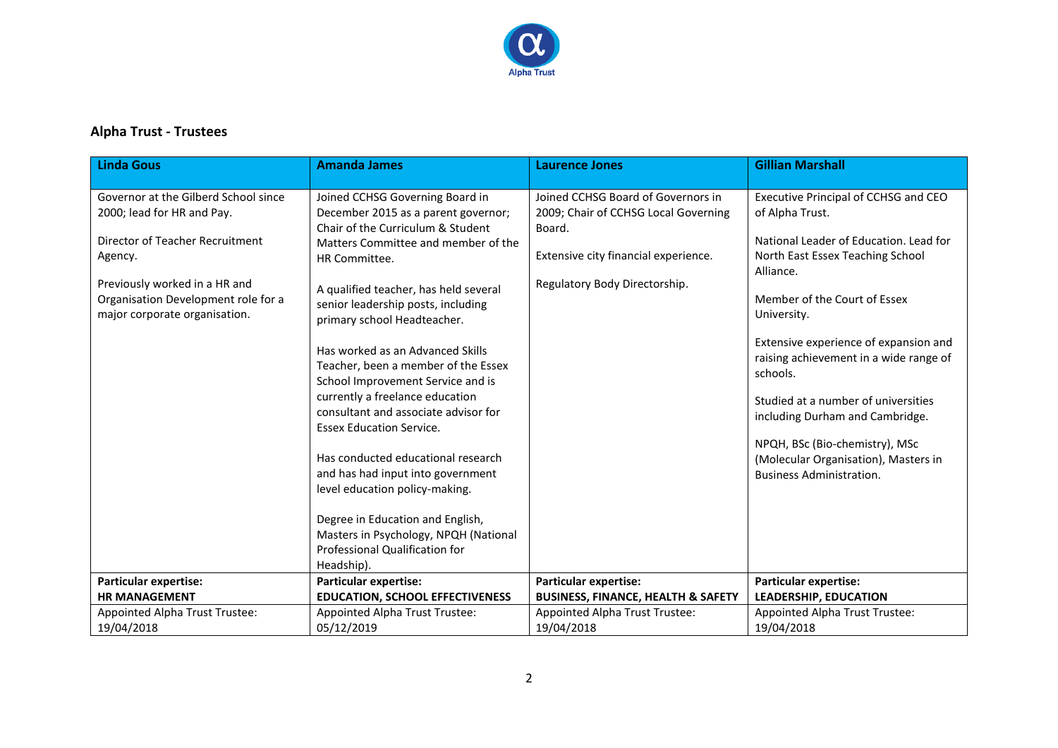## Alpha Trust - Trustees

| Linda Gous | Amanda James | Laurence Jones | Gillian Marshall |
|---|---|---|---|
| Governor at the Gilberd School since 2000; lead for HR and Pay.<br><br>Director of Teacher Recruitment Agency.<br><br>Previously worked in a HR and Organisation Development role for a major corporate organisation. | Joined CCHSG Governing Board in December 2015 as a parent governor; Chair of the Curriculum & Student Matters Committee and member of the HR Committee.<br><br>A qualified teacher, has held several senior leadership posts, including primary school Headteacher.<br><br>Has worked as an Advanced Skills Teacher, been a member of the Essex School Improvement Service and is currently a freelance education consultant and associate advisor for Essex Education Service.<br><br>Has conducted educational research and has had input into government level education policy-making.<br><br>Degree in Education and English, Masters in Psychology, NPQH (National Professional Qualification for Headship). | Joined CCHSG Board of Governors in 2009; Chair of CCHSG Local Governing Board.<br><br>Extensive city financial experience.<br><br>Regulatory Body Directorship. | Executive Principal of CCHSG and CEO of Alpha Trust.<br><br>National Leader of Education. Lead for North East Essex Teaching School Alliance.<br><br>Member of the Court of Essex University.<br><br>Extensive experience of expansion and raising achievement in a wide range of schools.<br><br>Studied at a number of universities including Durham and Cambridge.<br><br>NPQH, BSc (Bio-chemistry), MSc (Molecular Organisation), Masters in Business Administration. |
| **Particular expertise:**<br>**HR MANAGEMENT** | **Particular expertise:**<br>**EDUCATION, SCHOOL EFFECTIVENESS** | **Particular expertise:**<br>**BUSINESS, FINANCE, HEALTH & SAFETY** | **Particular expertise:**<br>**LEADERSHIP, EDUCATION** |
| Appointed Alpha Trust Trustee:<br>19/04/2018 | Appointed Alpha Trust Trustee:<br>05/12/2019 | Appointed Alpha Trust Trustee:<br>19/04/2018 | Appointed Alpha Trust Trustee:<br>19/04/2018 |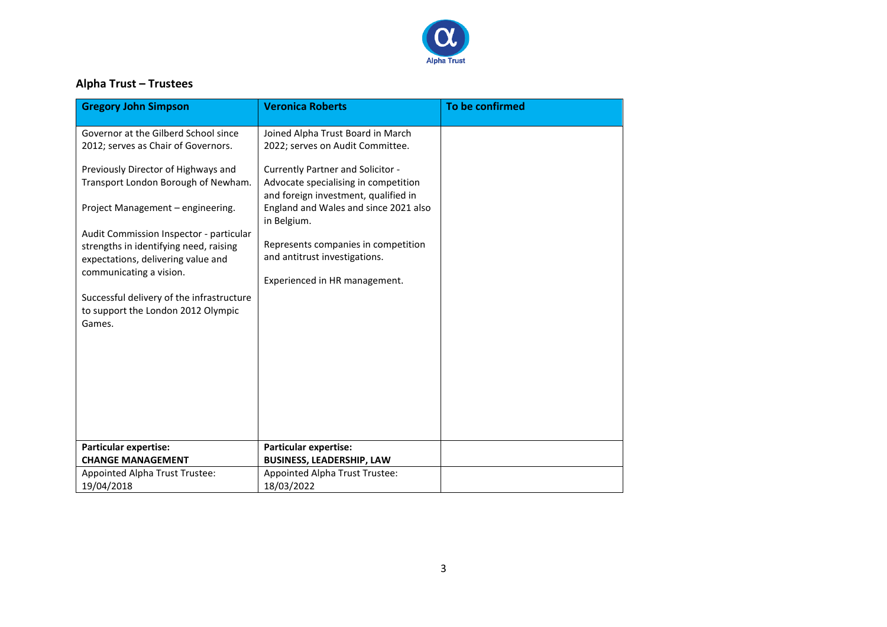## Alpha Trust – Trustees

| Gregory John Simpson | Veronica Roberts | To be confirmed |
| --- | --- | --- |
| Governor at the Gilberd School since 2012; serves as Chair of Governors.<br><br>Previously Director of Highways and Transport London Borough of Newham.<br><br>Project Management – engineering.<br><br>Audit Commission Inspector - particular strengths in identifying need, raising expectations, delivering value and communicating a vision.<br><br>Successful delivery of the infrastructure to support the London 2012 Olympic Games. | Joined Alpha Trust Board in March 2022; serves on Audit Committee.<br><br>Currently Partner and Solicitor - Advocate specialising in competition and foreign investment, qualified in England and Wales and since 2021 also in Belgium.<br><br>Represents companies in competition and antitrust investigations.<br><br>Experienced in HR management. | |
| **Particular expertise:**<br>**CHANGE MANAGEMENT** | **Particular expertise:**<br>**BUSINESS, LEADERSHIP, LAW** | |
| Appointed Alpha Trust Trustee:<br>19/04/2018 | Appointed Alpha Trust Trustee:<br>18/03/2022 | |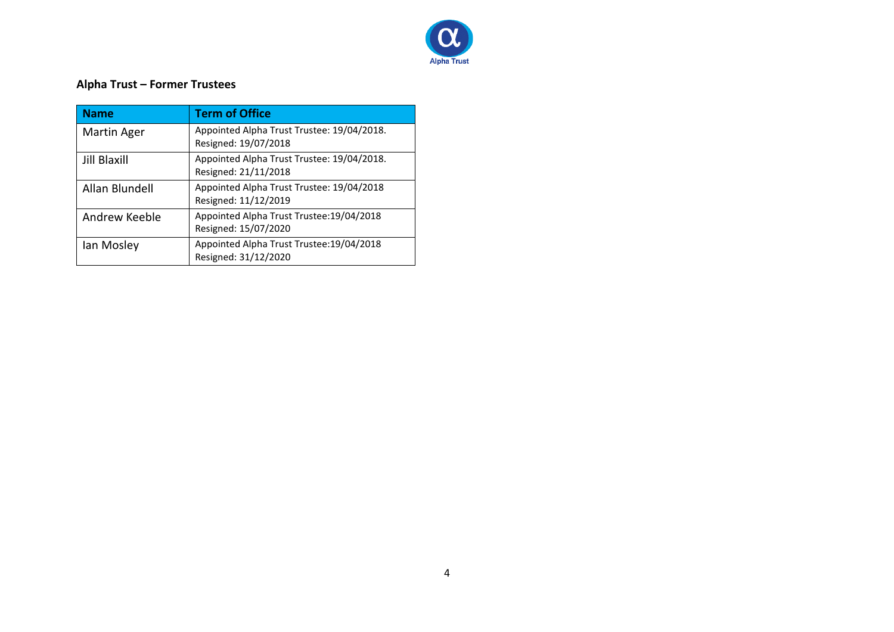## Alpha Trust – Former Trustees

| Name | Term of Office |
| --- | --- |
| Martin Ager | Appointed Alpha Trust Trustee: 19/04/2018.<br>Resigned: 19/07/2018 |
| Jill Blaxill | Appointed Alpha Trust Trustee: 19/04/2018.<br>Resigned: 21/11/2018 |
| Allan Blundell | Appointed Alpha Trust Trustee: 19/04/2018<br>Resigned: 11/12/2019 |
| Andrew Keeble | Appointed Alpha Trust Trustee:19/04/2018<br>Resigned: 15/07/2020 |
| Ian Mosley | Appointed Alpha Trust Trustee:19/04/2018<br>Resigned: 31/12/2020 |